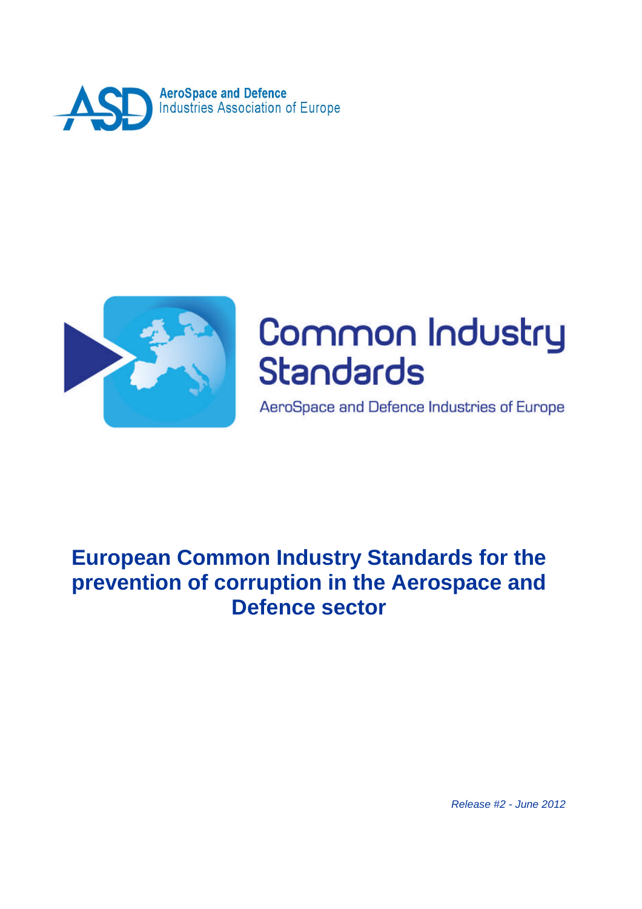AeroSpace and Defence
Industries Association of Europe

Common Industry Standards

AeroSpace and Defence Industries of Europe

# European Common Industry Standards for the prevention of corruption in the Aerospace and Defence sector

*Release #2 - June 2012*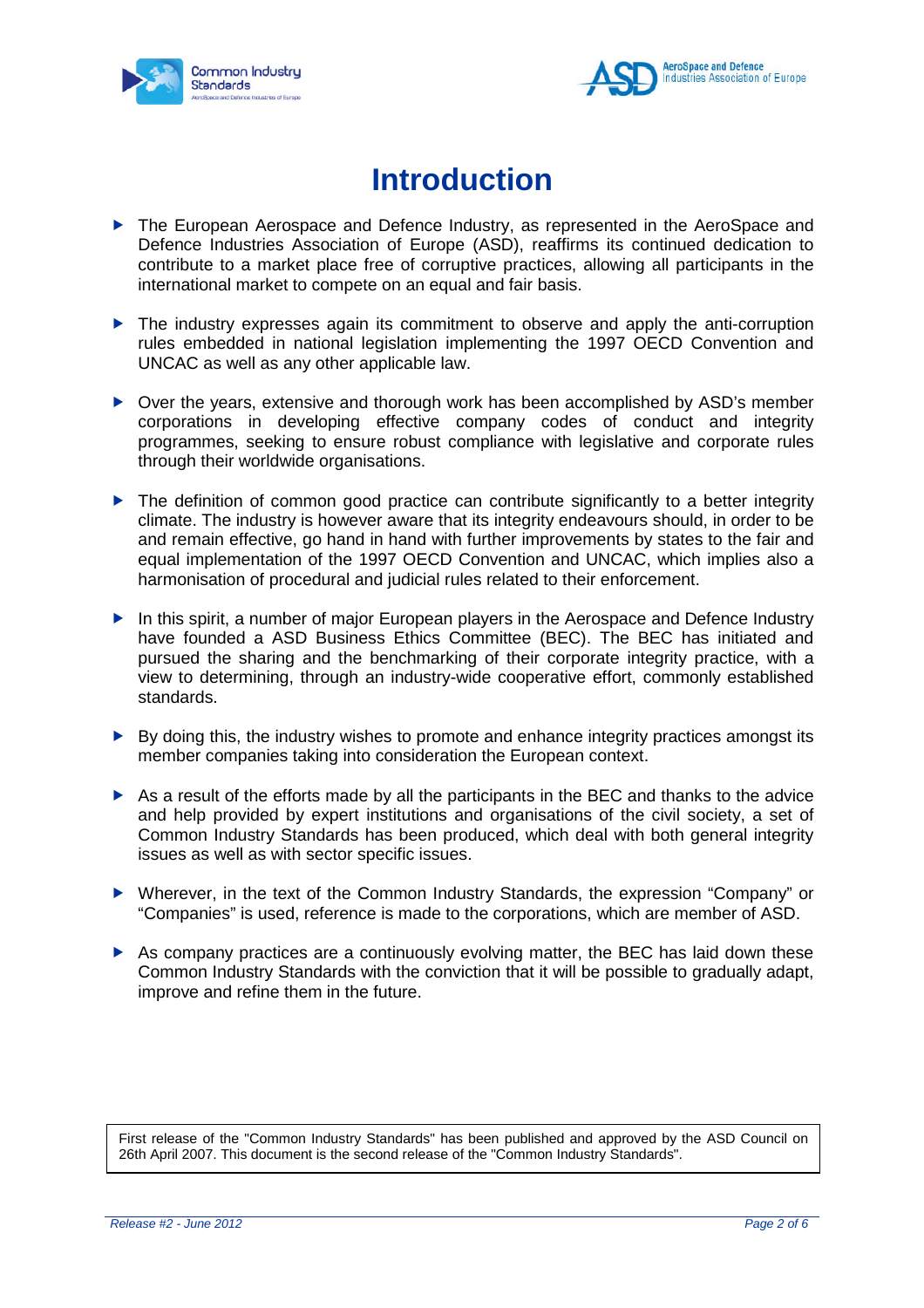# Introduction

- The European Aerospace and Defence Industry, as represented in the AeroSpace and Defence Industries Association of Europe (ASD), reaffirms its continued dedication to contribute to a market place free of corruptive practices, allowing all participants in the international market to compete on an equal and fair basis.

- The industry expresses again its commitment to observe and apply the anti-corruption rules embedded in national legislation implementing the 1997 OECD Convention and UNCAC as well as any other applicable law.

- Over the years, extensive and thorough work has been accomplished by ASD's member corporations in developing effective company codes of conduct and integrity programmes, seeking to ensure robust compliance with legislative and corporate rules through their worldwide organisations.

- The definition of common good practice can contribute significantly to a better integrity climate. The industry is however aware that its integrity endeavours should, in order to be and remain effective, go hand in hand with further improvements by states to the fair and equal implementation of the 1997 OECD Convention and UNCAC, which implies also a harmonisation of procedural and judicial rules related to their enforcement.

- In this spirit, a number of major European players in the Aerospace and Defence Industry have founded a ASD Business Ethics Committee (BEC). The BEC has initiated and pursued the sharing and the benchmarking of their corporate integrity practice, with a view to determining, through an industry-wide cooperative effort, commonly established standards.

- By doing this, the industry wishes to promote and enhance integrity practices amongst its member companies taking into consideration the European context.

- As a result of the efforts made by all the participants in the BEC and thanks to the advice and help provided by expert institutions and organisations of the civil society, a set of Common Industry Standards has been produced, which deal with both general integrity issues as well as with sector specific issues.

- Wherever, in the text of the Common Industry Standards, the expression "Company" or "Companies" is used, reference is made to the corporations, which are member of ASD.

- As company practices are a continuously evolving matter, the BEC has laid down these Common Industry Standards with the conviction that it will be possible to gradually adapt, improve and refine them in the future.

First release of the "Common Industry Standards" has been published and approved by the ASD Council on 26th April 2007. This document is the second release of the "Common Industry Standards".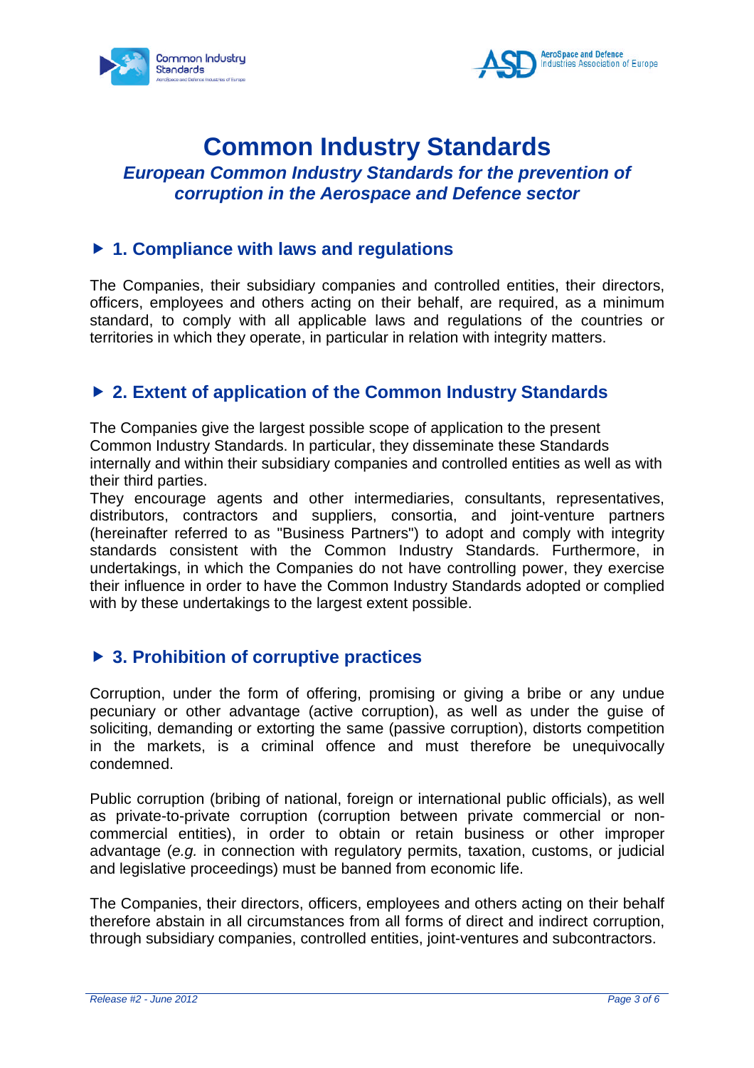# Common Industry Standards

***European Common Industry Standards for the prevention of corruption in the Aerospace and Defence sector***

## ▶ 1. Compliance with laws and regulations

The Companies, their subsidiary companies and controlled entities, their directors, officers, employees and others acting on their behalf, are required, as a minimum standard, to comply with all applicable laws and regulations of the countries or territories in which they operate, in particular in relation with integrity matters.

## ▶ 2. Extent of application of the Common Industry Standards

The Companies give the largest possible scope of application to the present Common Industry Standards. In particular, they disseminate these Standards internally and within their subsidiary companies and controlled entities as well as with their third parties.
They encourage agents and other intermediaries, consultants, representatives, distributors, contractors and suppliers, consortia, and joint-venture partners (hereinafter referred to as "Business Partners") to adopt and comply with integrity standards consistent with the Common Industry Standards. Furthermore, in undertakings, in which the Companies do not have controlling power, they exercise their influence in order to have the Common Industry Standards adopted or complied with by these undertakings to the largest extent possible.

## ▶ 3. Prohibition of corruptive practices

Corruption, under the form of offering, promising or giving a bribe or any undue pecuniary or other advantage (active corruption), as well as under the guise of soliciting, demanding or extorting the same (passive corruption), distorts competition in the markets, is a criminal offence and must therefore be unequivocally condemned.

Public corruption (bribing of national, foreign or international public officials), as well as private-to-private corruption (corruption between private commercial or non-commercial entities), in order to obtain or retain business or other improper advantage (*e.g.* in connection with regulatory permits, taxation, customs, or judicial and legislative proceedings) must be banned from economic life.

The Companies, their directors, officers, employees and others acting on their behalf therefore abstain in all circumstances from all forms of direct and indirect corruption, through subsidiary companies, controlled entities, joint-ventures and subcontractors.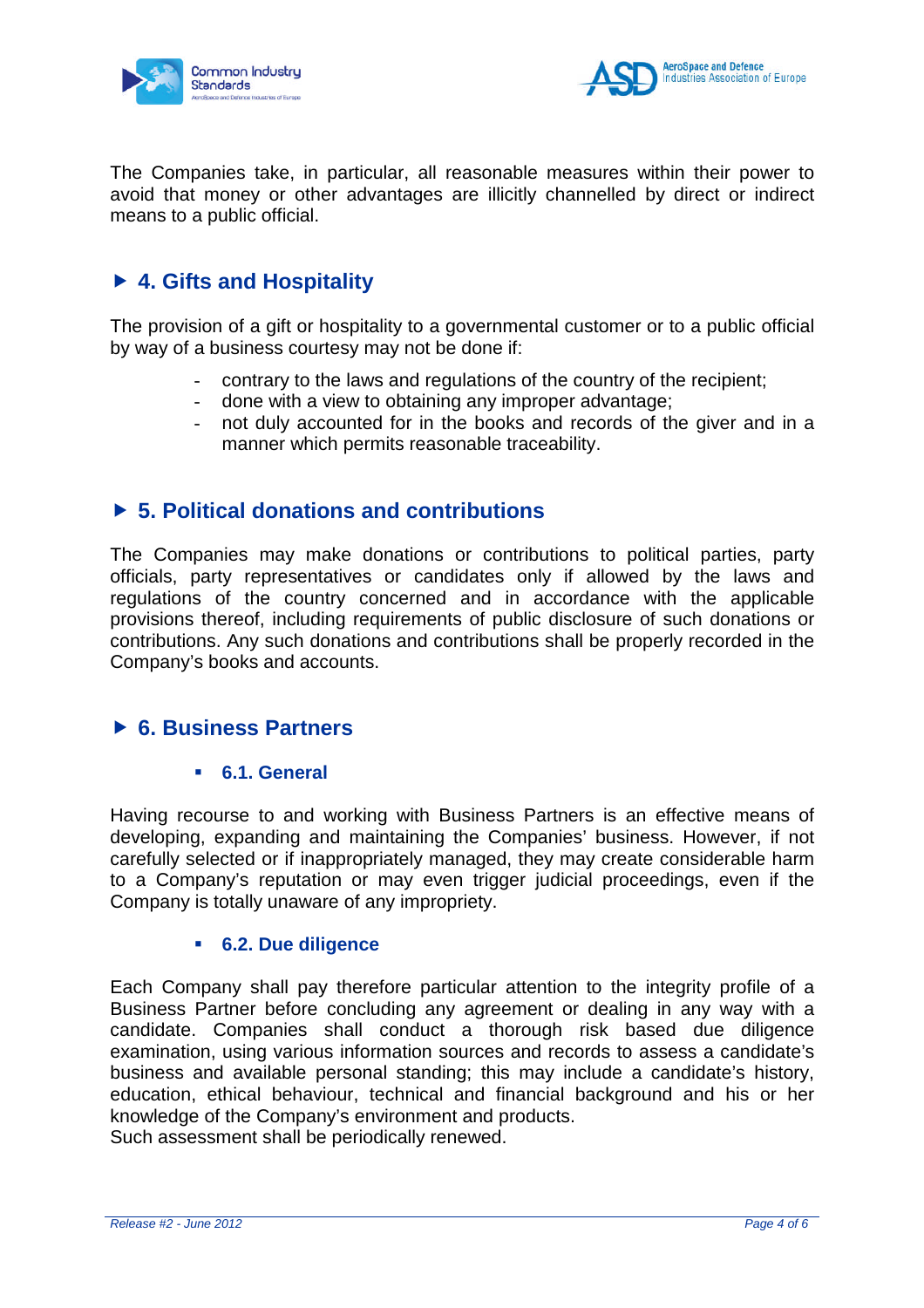The Companies take, in particular, all reasonable measures within their power to avoid that money or other advantages are illicitly channelled by direct or indirect means to a public official.

## 4. Gifts and Hospitality

The provision of a gift or hospitality to a governmental customer or to a public official by way of a business courtesy may not be done if:

- contrary to the laws and regulations of the country of the recipient;
- done with a view to obtaining any improper advantage;
- not duly accounted for in the books and records of the giver and in a manner which permits reasonable traceability.

## 5. Political donations and contributions

The Companies may make donations or contributions to political parties, party officials, party representatives or candidates only if allowed by the laws and regulations of the country concerned and in accordance with the applicable provisions thereof, including requirements of public disclosure of such donations or contributions. Any such donations and contributions shall be properly recorded in the Company's books and accounts.

## 6. Business Partners

### 6.1. General

Having recourse to and working with Business Partners is an effective means of developing, expanding and maintaining the Companies' business. However, if not carefully selected or if inappropriately managed, they may create considerable harm to a Company's reputation or may even trigger judicial proceedings, even if the Company is totally unaware of any impropriety.

### 6.2. Due diligence

Each Company shall pay therefore particular attention to the integrity profile of a Business Partner before concluding any agreement or dealing in any way with a candidate. Companies shall conduct a thorough risk based due diligence examination, using various information sources and records to assess a candidate's business and available personal standing; this may include a candidate's history, education, ethical behaviour, technical and financial background and his or her knowledge of the Company's environment and products.
Such assessment shall be periodically renewed.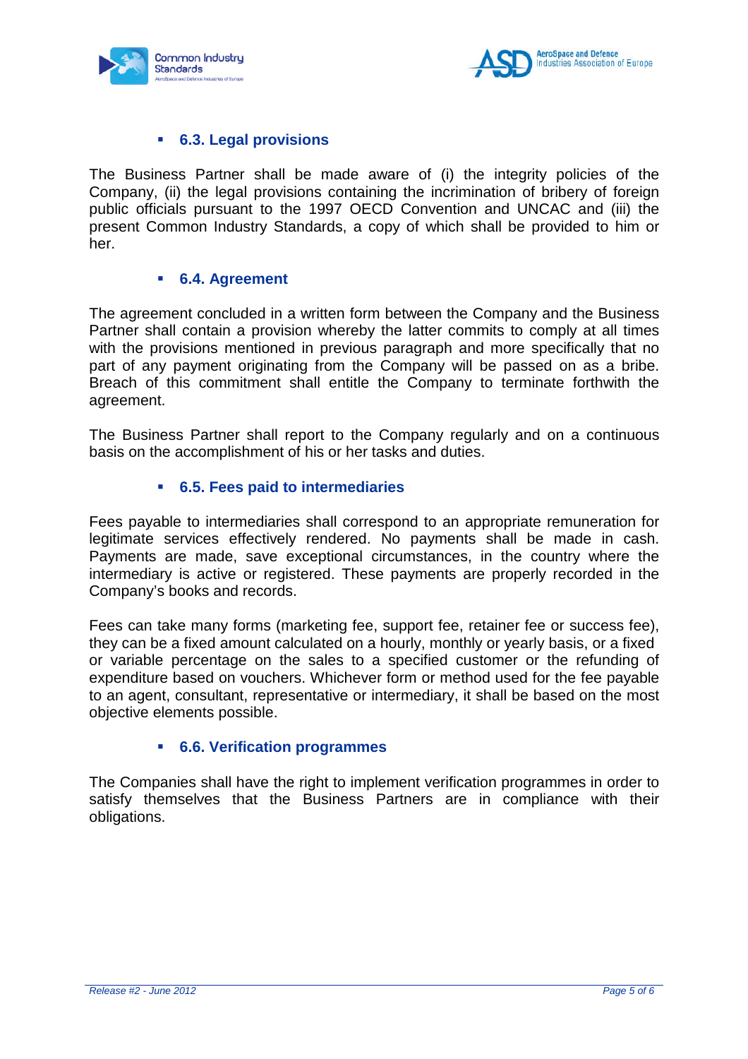- **6.3. Legal provisions**

The Business Partner shall be made aware of (i) the integrity policies of the Company, (ii) the legal provisions containing the incrimination of bribery of foreign public officials pursuant to the 1997 OECD Convention and UNCAC and (iii) the present Common Industry Standards, a copy of which shall be provided to him or her.

- **6.4. Agreement**

The agreement concluded in a written form between the Company and the Business Partner shall contain a provision whereby the latter commits to comply at all times with the provisions mentioned in previous paragraph and more specifically that no part of any payment originating from the Company will be passed on as a bribe. Breach of this commitment shall entitle the Company to terminate forthwith the agreement.

The Business Partner shall report to the Company regularly and on a continuous basis on the accomplishment of his or her tasks and duties.

- **6.5. Fees paid to intermediaries**

Fees payable to intermediaries shall correspond to an appropriate remuneration for legitimate services effectively rendered. No payments shall be made in cash. Payments are made, save exceptional circumstances, in the country where the intermediary is active or registered. These payments are properly recorded in the Company's books and records.

Fees can take many forms (marketing fee, support fee, retainer fee or success fee), they can be a fixed amount calculated on a hourly, monthly or yearly basis, or a fixed or variable percentage on the sales to a specified customer or the refunding of expenditure based on vouchers. Whichever form or method used for the fee payable to an agent, consultant, representative or intermediary, it shall be based on the most objective elements possible.

- **6.6. Verification programmes**

The Companies shall have the right to implement verification programmes in order to satisfy themselves that the Business Partners are in compliance with their obligations.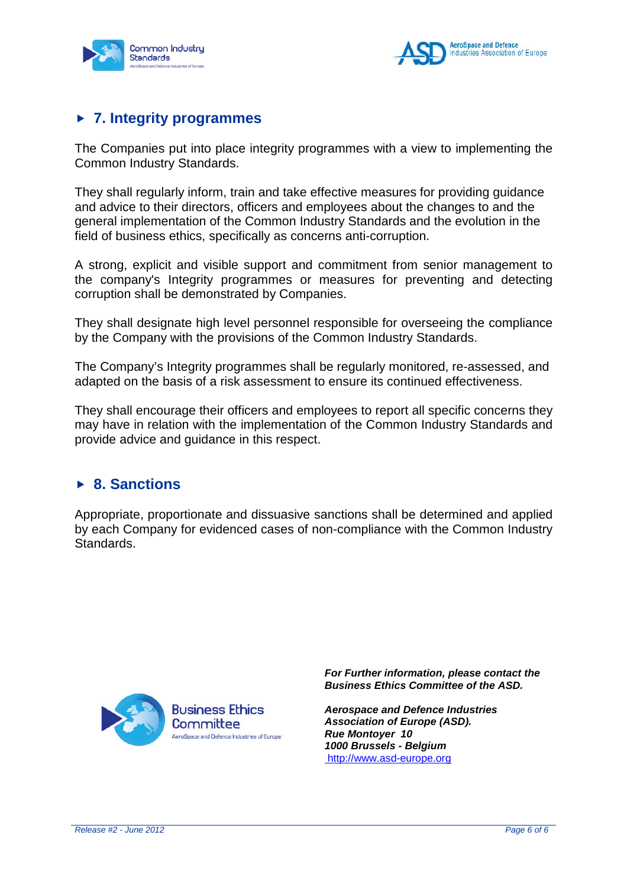## 7. Integrity programmes

The Companies put into place integrity programmes with a view to implementing the Common Industry Standards.

They shall regularly inform, train and take effective measures for providing guidance and advice to their directors, officers and employees about the changes to and the general implementation of the Common Industry Standards and the evolution in the field of business ethics, specifically as concerns anti-corruption.

A strong, explicit and visible support and commitment from senior management to the company's Integrity programmes or measures for preventing and detecting corruption shall be demonstrated by Companies.

They shall designate high level personnel responsible for overseeing the compliance by the Company with the provisions of the Common Industry Standards.

The Company's Integrity programmes shall be regularly monitored, re-assessed, and adapted on the basis of a risk assessment to ensure its continued effectiveness.

They shall encourage their officers and employees to report all specific concerns they may have in relation with the implementation of the Common Industry Standards and provide advice and guidance in this respect.

## 8. Sanctions

Appropriate, proportionate and dissuasive sanctions shall be determined and applied by each Company for evidenced cases of non-compliance with the Common Industry Standards.

Business Ethics Committee
AeroSpace and Defence Industries of Europe

***For Further information, please contact the Business Ethics Committee of the ASD.***

***Aerospace and Defence Industries Association of Europe (ASD).***
***Rue Montoyer 10***
***1000 Brussels - Belgium***
http://www.asd-europe.org